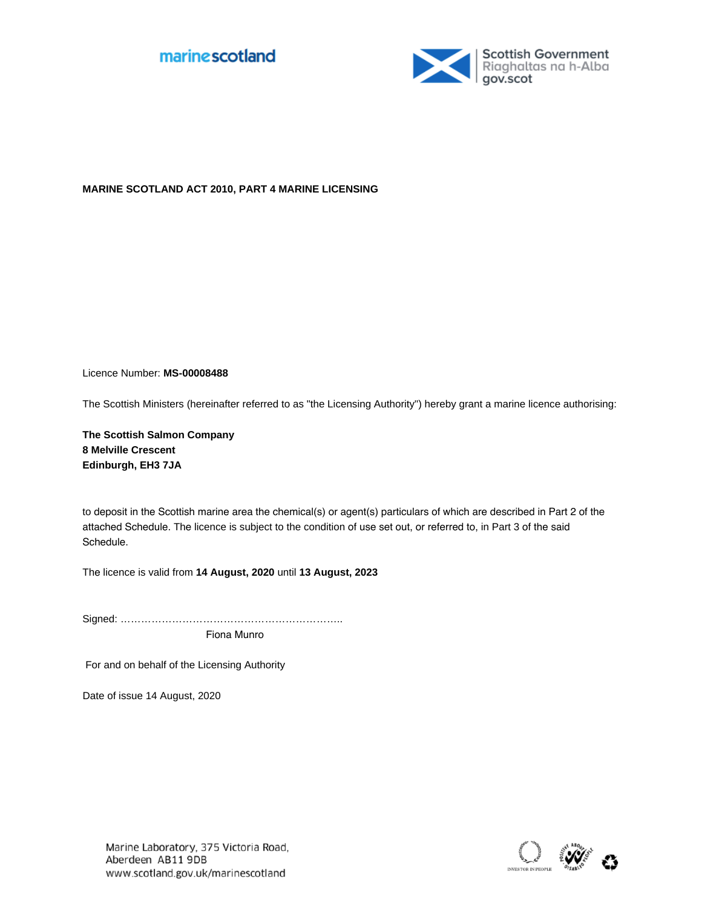marinescotland

Scottish Government
Riaghaltas na h-Alba
gov.scot

**MARINE SCOTLAND ACT 2010, PART 4 MARINE LICENSING**

Licence Number: **MS-00008488**

The Scottish Ministers (hereinafter referred to as "the Licensing Authority") hereby grant a marine licence authorising:

**The Scottish Salmon Company**
**8 Melville Crescent**
**Edinburgh, EH3 7JA**

to deposit in the Scottish marine area the chemical(s) or agent(s) particulars of which are described in Part 2 of the attached Schedule. The licence is subject to the condition of use set out, or referred to, in Part 3 of the said Schedule.

The licence is valid from **14 August, 2020** until **13 August, 2023**

Signed: …………………………………………………………..
Fiona Munro

For and on behalf of the Licensing Authority

Date of issue 14 August, 2020

Marine Laboratory, 375 Victoria Road,
Aberdeen AB11 9DB
www.scotland.gov.uk/marinescotland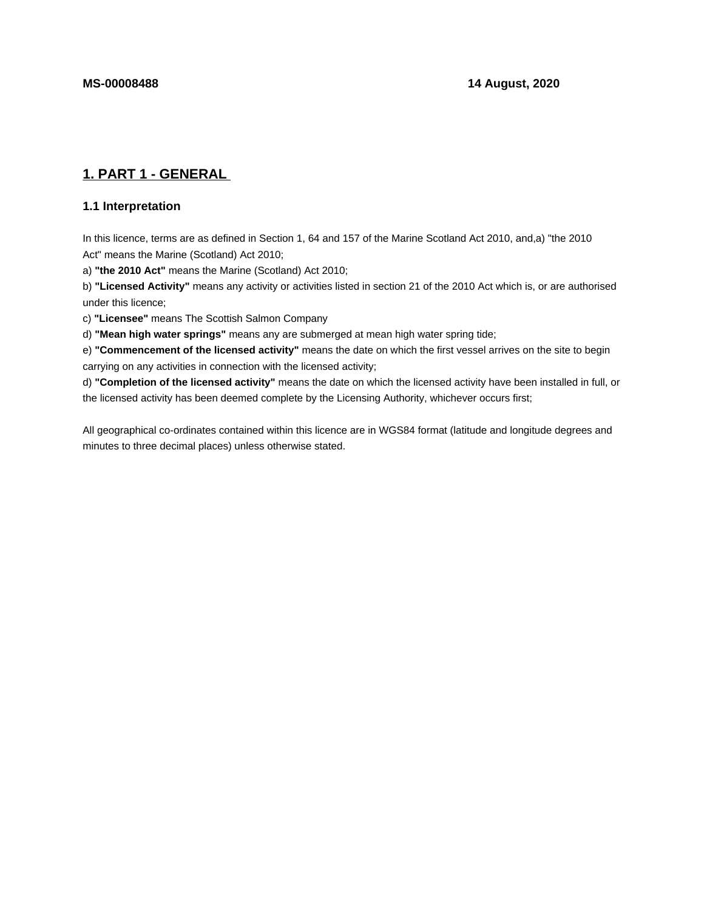**MS-00008488** **14 August, 2020**

## 1. PART 1 - GENERAL

### 1.1 Interpretation

In this licence, terms are as defined in Section 1, 64 and 157 of the Marine Scotland Act 2010, and,a) "the 2010 Act" means the Marine (Scotland) Act 2010;

a) **"the 2010 Act"** means the Marine (Scotland) Act 2010;

b) **"Licensed Activity"** means any activity or activities listed in section 21 of the 2010 Act which is, or are authorised under this licence;

c) **"Licensee"** means The Scottish Salmon Company

d) **"Mean high water springs"** means any are submerged at mean high water spring tide;

e) **"Commencement of the licensed activity"** means the date on which the first vessel arrives on the site to begin carrying on any activities in connection with the licensed activity;

d) **"Completion of the licensed activity"** means the date on which the licensed activity have been installed in full, or the licensed activity has been deemed complete by the Licensing Authority, whichever occurs first;

All geographical co-ordinates contained within this licence are in WGS84 format (latitude and longitude degrees and minutes to three decimal places) unless otherwise stated.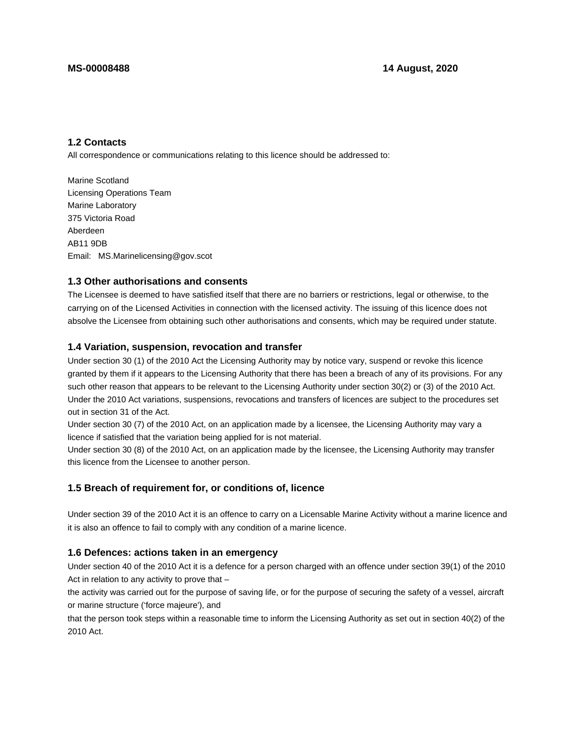## 1.2 Contacts

All correspondence or communications relating to this licence should be addressed to:

Marine Scotland
Licensing Operations Team
Marine Laboratory
375 Victoria Road
Aberdeen
AB11 9DB
Email: MS.Marinelicensing@gov.scot

## 1.3 Other authorisations and consents

The Licensee is deemed to have satisfied itself that there are no barriers or restrictions, legal or otherwise, to the carrying on of the Licensed Activities in connection with the licensed activity. The issuing of this licence does not absolve the Licensee from obtaining such other authorisations and consents, which may be required under statute.

## 1.4 Variation, suspension, revocation and transfer

Under section 30 (1) of the 2010 Act the Licensing Authority may by notice vary, suspend or revoke this licence granted by them if it appears to the Licensing Authority that there has been a breach of any of its provisions. For any such other reason that appears to be relevant to the Licensing Authority under section 30(2) or (3) of the 2010 Act. Under the 2010 Act variations, suspensions, revocations and transfers of licences are subject to the procedures set out in section 31 of the Act.

Under section 30 (7) of the 2010 Act, on an application made by a licensee, the Licensing Authority may vary a licence if satisfied that the variation being applied for is not material.

Under section 30 (8) of the 2010 Act, on an application made by the licensee, the Licensing Authority may transfer this licence from the Licensee to another person.

## 1.5 Breach of requirement for, or conditions of, licence

Under section 39 of the 2010 Act it is an offence to carry on a Licensable Marine Activity without a marine licence and it is also an offence to fail to comply with any condition of a marine licence.

## 1.6 Defences: actions taken in an emergency

Under section 40 of the 2010 Act it is a defence for a person charged with an offence under section 39(1) of the 2010 Act in relation to any activity to prove that –

the activity was carried out for the purpose of saving life, or for the purpose of securing the safety of a vessel, aircraft or marine structure ('force majeure'), and

that the person took steps within a reasonable time to inform the Licensing Authority as set out in section 40(2) of the 2010 Act.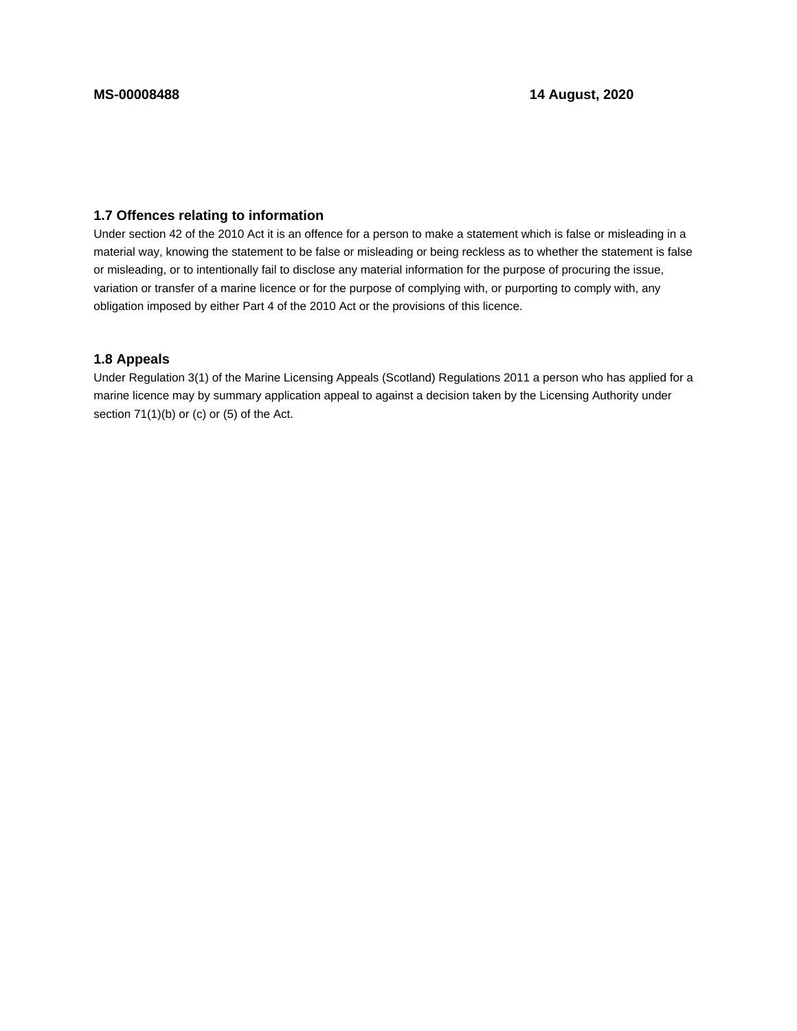### 1.7 Offences relating to information

Under section 42 of the 2010 Act it is an offence for a person to make a statement which is false or misleading in a material way, knowing the statement to be false or misleading or being reckless as to whether the statement is false or misleading, or to intentionally fail to disclose any material information for the purpose of procuring the issue, variation or transfer of a marine licence or for the purpose of complying with, or purporting to comply with, any obligation imposed by either Part 4 of the 2010 Act or the provisions of this licence.

### 1.8 Appeals

Under Regulation 3(1) of the Marine Licensing Appeals (Scotland) Regulations 2011 a person who has applied for a marine licence may by summary application appeal to against a decision taken by the Licensing Authority under section 71(1)(b) or (c) or (5) of the Act.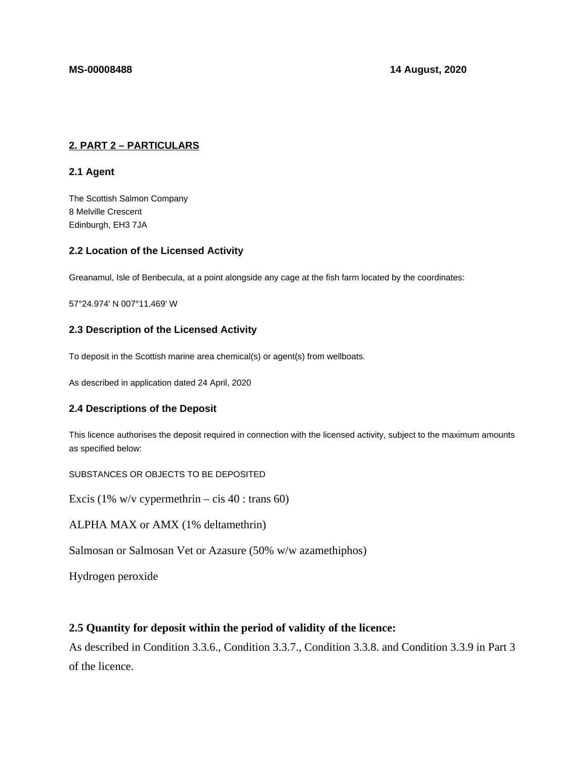**MS-00008488** **14 August, 2020**

## 2. PART 2 – PARTICULARS

### 2.1 Agent

The Scottish Salmon Company
8 Melville Crescent
Edinburgh, EH3 7JA

### 2.2 Location of the Licensed Activity

Greanamul, Isle of Benbecula, at a point alongside any cage at the fish farm located by the coordinates:

57°24.974' N 007°11.469' W

### 2.3 Description of the Licensed Activity

To deposit in the Scottish marine area chemical(s) or agent(s) from wellboats.

As described in application dated 24 April, 2020

### 2.4 Descriptions of the Deposit

This licence authorises the deposit required in connection with the licensed activity, subject to the maximum amounts as specified below:

SUBSTANCES OR OBJECTS TO BE DEPOSITED

Excis (1% w/v cypermethrin – cis 40 : trans 60)

ALPHA MAX or AMX (1% deltamethrin)

Salmosan or Salmosan Vet or Azasure (50% w/w azamethiphos)

Hydrogen peroxide

### 2.5 Quantity for deposit within the period of validity of the licence:

As described in Condition 3.3.6., Condition 3.3.7., Condition 3.3.8. and Condition 3.3.9 in Part 3 of the licence.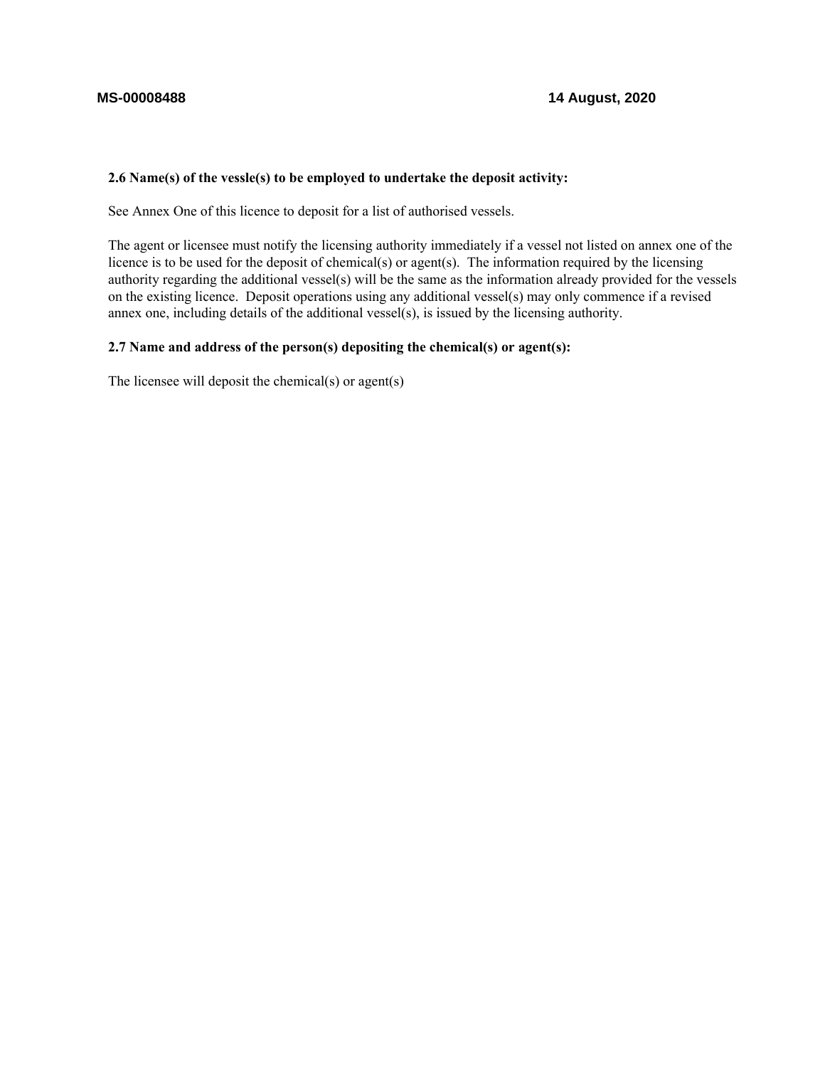**2.6 Name(s) of the vessle(s) to be employed to undertake the deposit activity:**

See Annex One of this licence to deposit for a list of authorised vessels.

The agent or licensee must notify the licensing authority immediately if a vessel not listed on annex one of the licence is to be used for the deposit of chemical(s) or agent(s). The information required by the licensing authority regarding the additional vessel(s) will be the same as the information already provided for the vessels on the existing licence. Deposit operations using any additional vessel(s) may only commence if a revised annex one, including details of the additional vessel(s), is issued by the licensing authority.

**2.7 Name and address of the person(s) depositing the chemical(s) or agent(s):**

The licensee will deposit the chemical(s) or agent(s)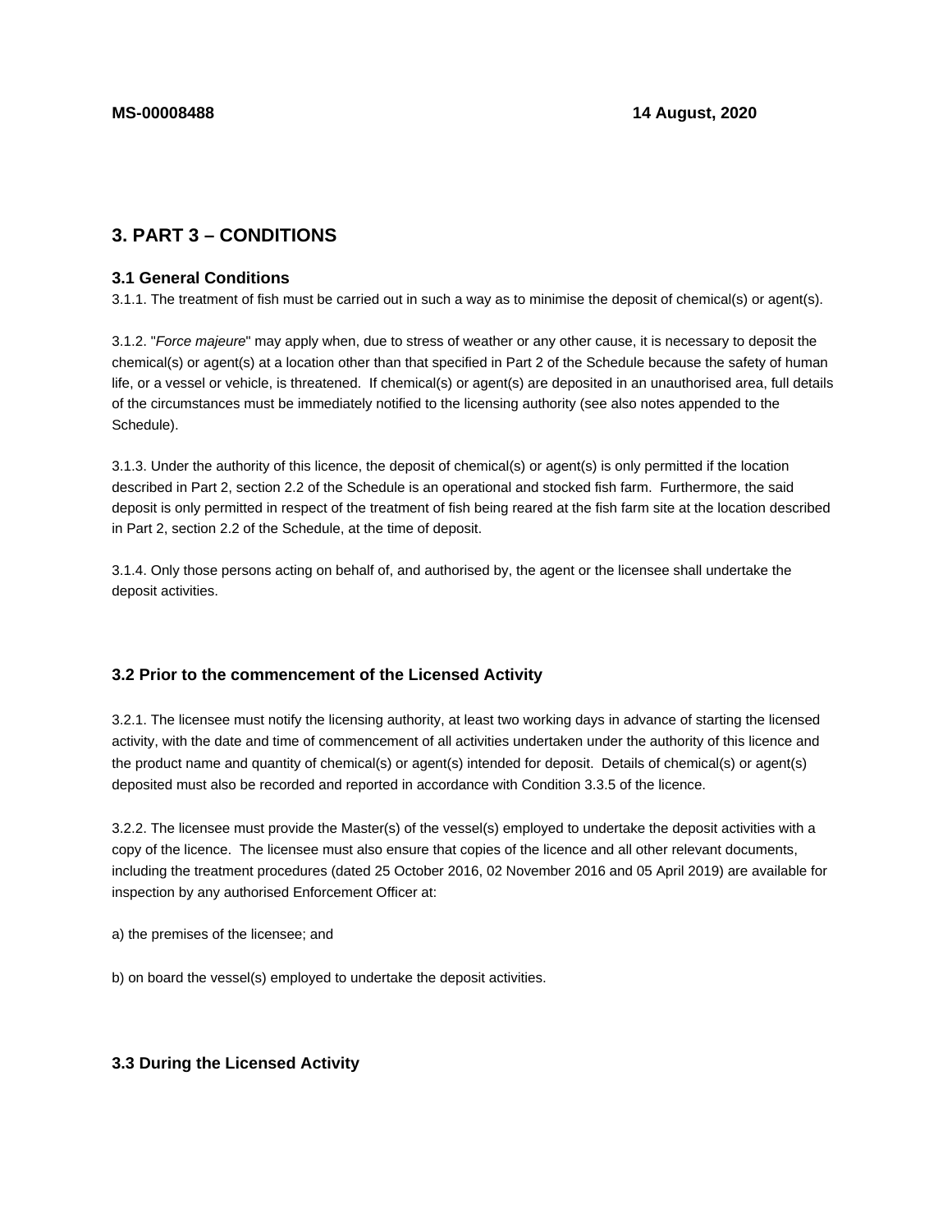## 3. PART 3 – CONDITIONS

### 3.1 General Conditions

3.1.1. The treatment of fish must be carried out in such a way as to minimise the deposit of chemical(s) or agent(s).

3.1.2. "*Force majeure*" may apply when, due to stress of weather or any other cause, it is necessary to deposit the chemical(s) or agent(s) at a location other than that specified in Part 2 of the Schedule because the safety of human life, or a vessel or vehicle, is threatened. If chemical(s) or agent(s) are deposited in an unauthorised area, full details of the circumstances must be immediately notified to the licensing authority (see also notes appended to the Schedule).

3.1.3. Under the authority of this licence, the deposit of chemical(s) or agent(s) is only permitted if the location described in Part 2, section 2.2 of the Schedule is an operational and stocked fish farm. Furthermore, the said deposit is only permitted in respect of the treatment of fish being reared at the fish farm site at the location described in Part 2, section 2.2 of the Schedule, at the time of deposit.

3.1.4. Only those persons acting on behalf of, and authorised by, the agent or the licensee shall undertake the deposit activities.

### 3.2 Prior to the commencement of the Licensed Activity

3.2.1. The licensee must notify the licensing authority, at least two working days in advance of starting the licensed activity, with the date and time of commencement of all activities undertaken under the authority of this licence and the product name and quantity of chemical(s) or agent(s) intended for deposit. Details of chemical(s) or agent(s) deposited must also be recorded and reported in accordance with Condition 3.3.5 of the licence.

3.2.2. The licensee must provide the Master(s) of the vessel(s) employed to undertake the deposit activities with a copy of the licence. The licensee must also ensure that copies of the licence and all other relevant documents, including the treatment procedures (dated 25 October 2016, 02 November 2016 and 05 April 2019) are available for inspection by any authorised Enforcement Officer at:

a) the premises of the licensee; and

b) on board the vessel(s) employed to undertake the deposit activities.

### 3.3 During the Licensed Activity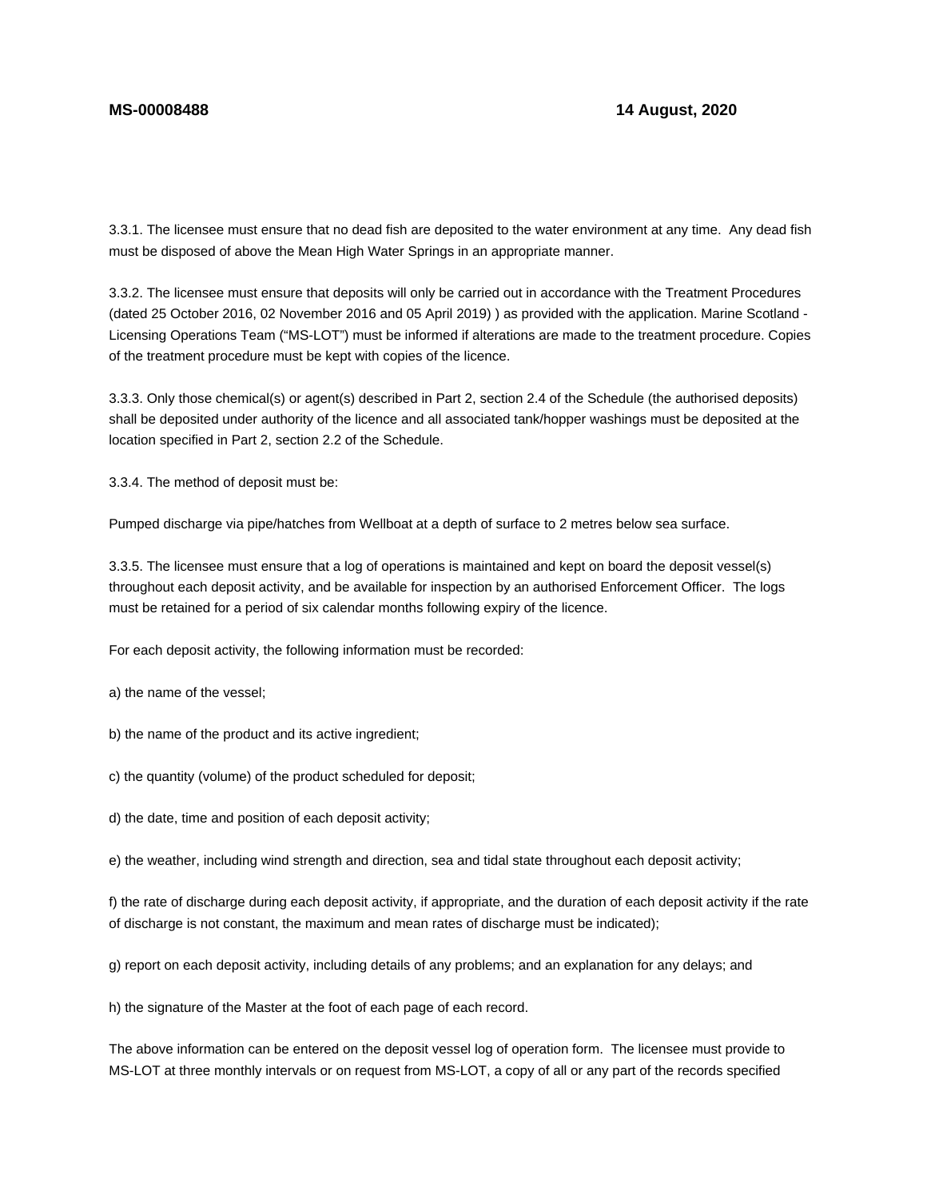3.3.1. The licensee must ensure that no dead fish are deposited to the water environment at any time. Any dead fish must be disposed of above the Mean High Water Springs in an appropriate manner.

3.3.2. The licensee must ensure that deposits will only be carried out in accordance with the Treatment Procedures (dated 25 October 2016, 02 November 2016 and 05 April 2019) ) as provided with the application. Marine Scotland - Licensing Operations Team ("MS-LOT") must be informed if alterations are made to the treatment procedure. Copies of the treatment procedure must be kept with copies of the licence.

3.3.3. Only those chemical(s) or agent(s) described in Part 2, section 2.4 of the Schedule (the authorised deposits) shall be deposited under authority of the licence and all associated tank/hopper washings must be deposited at the location specified in Part 2, section 2.2 of the Schedule.

3.3.4. The method of deposit must be:

Pumped discharge via pipe/hatches from Wellboat at a depth of surface to 2 metres below sea surface.

3.3.5. The licensee must ensure that a log of operations is maintained and kept on board the deposit vessel(s) throughout each deposit activity, and be available for inspection by an authorised Enforcement Officer. The logs must be retained for a period of six calendar months following expiry of the licence.

For each deposit activity, the following information must be recorded:

a) the name of the vessel;

b) the name of the product and its active ingredient;

c) the quantity (volume) of the product scheduled for deposit;

d) the date, time and position of each deposit activity;

e) the weather, including wind strength and direction, sea and tidal state throughout each deposit activity;

f) the rate of discharge during each deposit activity, if appropriate, and the duration of each deposit activity if the rate of discharge is not constant, the maximum and mean rates of discharge must be indicated);

g) report on each deposit activity, including details of any problems; and an explanation for any delays; and

h) the signature of the Master at the foot of each page of each record.

The above information can be entered on the deposit vessel log of operation form. The licensee must provide to MS-LOT at three monthly intervals or on request from MS-LOT, a copy of all or any part of the records specified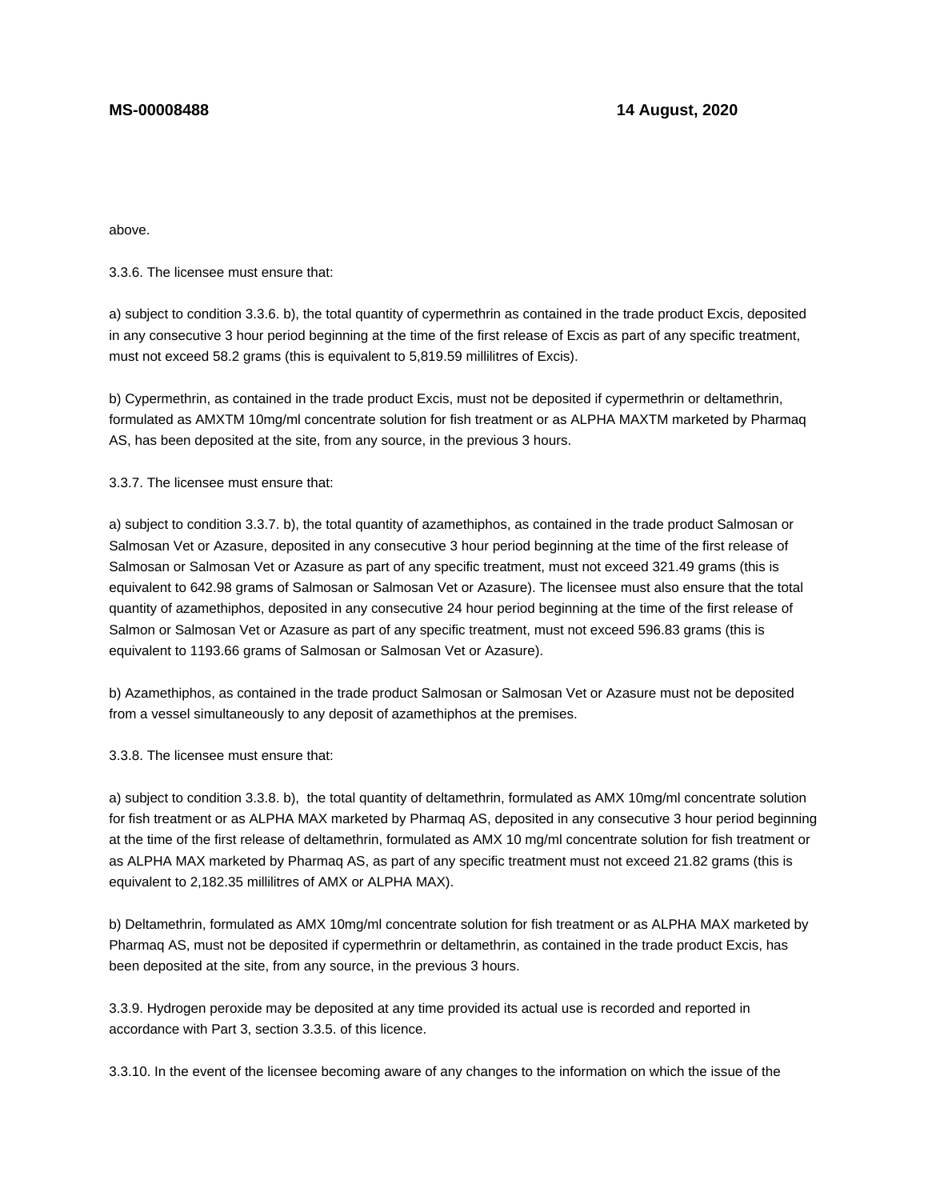above.

3.3.6. The licensee must ensure that:

a) subject to condition 3.3.6. b), the total quantity of cypermethrin as contained in the trade product Excis, deposited in any consecutive 3 hour period beginning at the time of the first release of Excis as part of any specific treatment, must not exceed 58.2 grams (this is equivalent to 5,819.59 millilitres of Excis).

b) Cypermethrin, as contained in the trade product Excis, must not be deposited if cypermethrin or deltamethrin, formulated as AMXTM 10mg/ml concentrate solution for fish treatment or as ALPHA MAXTM marketed by Pharmaq AS, has been deposited at the site, from any source, in the previous 3 hours.

3.3.7. The licensee must ensure that:

a) subject to condition 3.3.7. b), the total quantity of azamethiphos, as contained in the trade product Salmosan or Salmosan Vet or Azasure, deposited in any consecutive 3 hour period beginning at the time of the first release of Salmosan or Salmosan Vet or Azasure as part of any specific treatment, must not exceed 321.49 grams (this is equivalent to 642.98 grams of Salmosan or Salmosan Vet or Azasure). The licensee must also ensure that the total quantity of azamethiphos, deposited in any consecutive 24 hour period beginning at the time of the first release of Salmon or Salmosan Vet or Azasure as part of any specific treatment, must not exceed 596.83 grams (this is equivalent to 1193.66 grams of Salmosan or Salmosan Vet or Azasure).

b) Azamethiphos, as contained in the trade product Salmosan or Salmosan Vet or Azasure must not be deposited from a vessel simultaneously to any deposit of azamethiphos at the premises.

3.3.8. The licensee must ensure that:

a) subject to condition 3.3.8. b), the total quantity of deltamethrin, formulated as AMX 10mg/ml concentrate solution for fish treatment or as ALPHA MAX marketed by Pharmaq AS, deposited in any consecutive 3 hour period beginning at the time of the first release of deltamethrin, formulated as AMX 10 mg/ml concentrate solution for fish treatment or as ALPHA MAX marketed by Pharmaq AS, as part of any specific treatment must not exceed 21.82 grams (this is equivalent to 2,182.35 millilitres of AMX or ALPHA MAX).

b) Deltamethrin, formulated as AMX 10mg/ml concentrate solution for fish treatment or as ALPHA MAX marketed by Pharmaq AS, must not be deposited if cypermethrin or deltamethrin, as contained in the trade product Excis, has been deposited at the site, from any source, in the previous 3 hours.

3.3.9. Hydrogen peroxide may be deposited at any time provided its actual use is recorded and reported in accordance with Part 3, section 3.3.5. of this licence.

3.3.10. In the event of the licensee becoming aware of any changes to the information on which the issue of the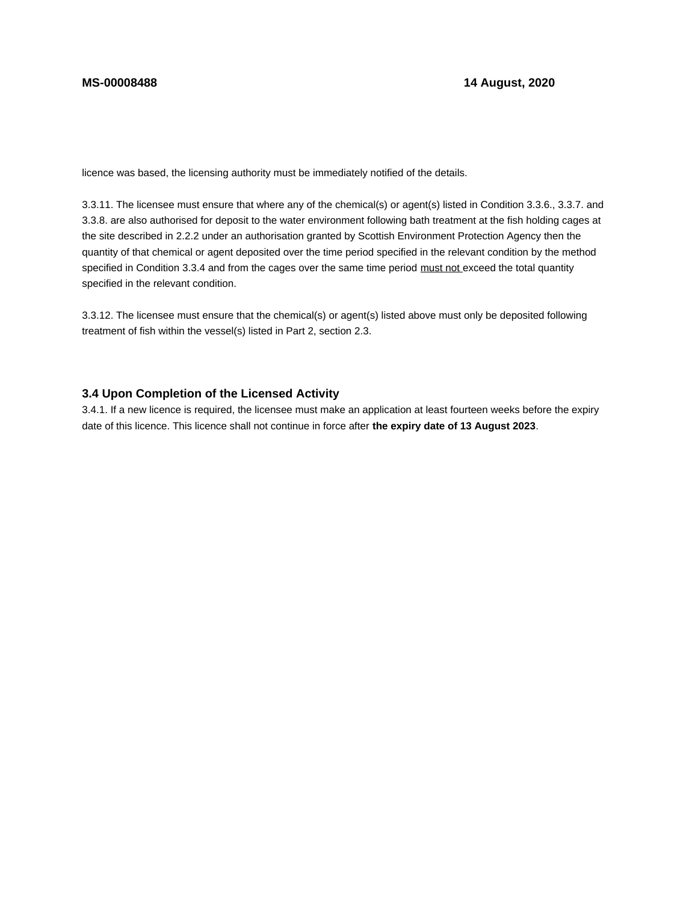licence was based, the licensing authority must be immediately notified of the details.

3.3.11. The licensee must ensure that where any of the chemical(s) or agent(s) listed in Condition 3.3.6., 3.3.7. and 3.3.8. are also authorised for deposit to the water environment following bath treatment at the fish holding cages at the site described in 2.2.2 under an authorisation granted by Scottish Environment Protection Agency then the quantity of that chemical or agent deposited over the time period specified in the relevant condition by the method specified in Condition 3.3.4 and from the cages over the same time period must not exceed the total quantity specified in the relevant condition.

3.3.12. The licensee must ensure that the chemical(s) or agent(s) listed above must only be deposited following treatment of fish within the vessel(s) listed in Part 2, section 2.3.

### 3.4 Upon Completion of the Licensed Activity

3.4.1. If a new licence is required, the licensee must make an application at least fourteen weeks before the expiry date of this licence. This licence shall not continue in force after **the expiry date of 13 August 2023**.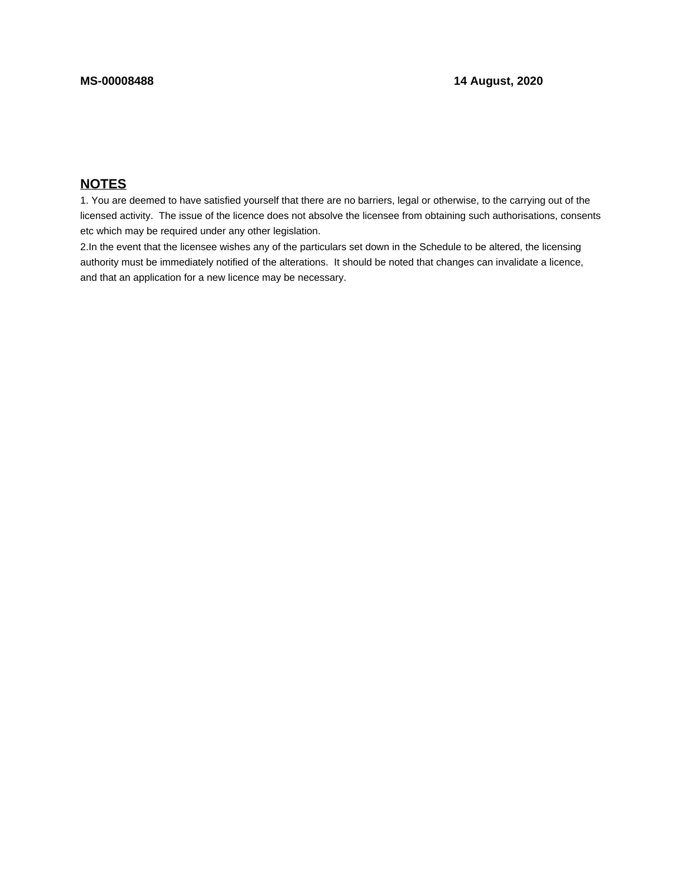**MS-00008488** **14 August, 2020**

## NOTES

1. You are deemed to have satisfied yourself that there are no barriers, legal or otherwise, to the carrying out of the licensed activity. The issue of the licence does not absolve the licensee from obtaining such authorisations, consents etc which may be required under any other legislation.

2.In the event that the licensee wishes any of the particulars set down in the Schedule to be altered, the licensing authority must be immediately notified of the alterations. It should be noted that changes can invalidate a licence, and that an application for a new licence may be necessary.